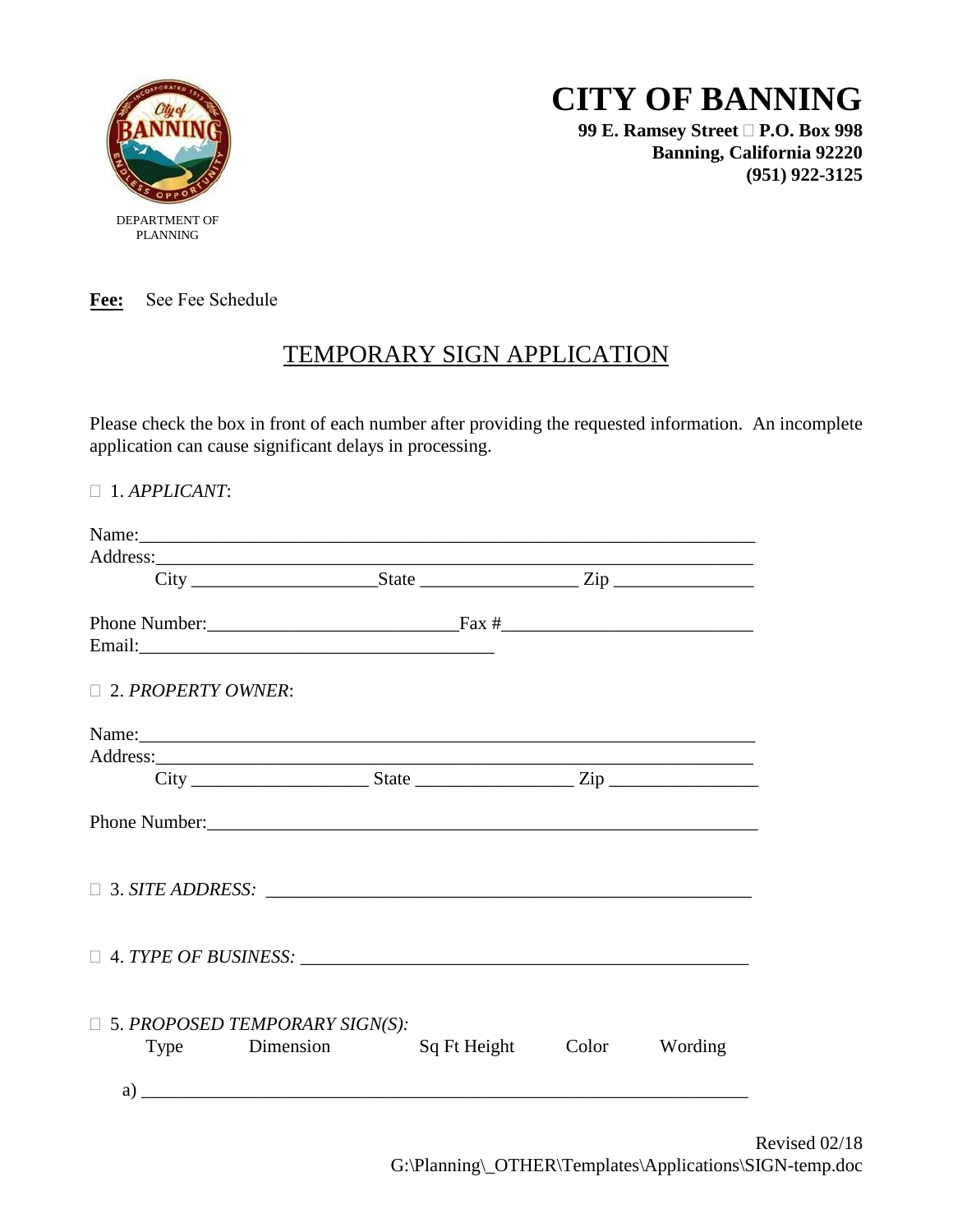DEPARTMENT OF PLANNING

# CITY OF BANNING

**99 E. Ramsey Street  P.O. Box 998**
**Banning, California 92220**
**(951) 922-3125**

**Fee:** See Fee Schedule

## TEMPORARY SIGN APPLICATION

Please check the box in front of each number after providing the requested information. An incomplete application can cause significant delays in processing.

 1. *APPLICANT*:

Name:_______________________________________________________________
Address:_____________________________________________________________
City ___________________ State ________________ Zip ______________

Phone Number:__________________________ Fax #__________________________
Email:_______________________________________

 2. *PROPERTY OWNER*:

Name:_______________________________________________________________
Address:_____________________________________________________________
City __________________ State ________________ Zip _______________

Phone Number:_________________________________________________________

 3. *SITE ADDRESS:* ___________________________________________________

 4. *TYPE OF BUSINESS:* ______________________________________________

 5. *PROPOSED TEMPORARY SIGN(S):*

Type Dimension Sq Ft Height Color Wording

a) ____________________________________________________________________

Revised 02/18
G:\Planning\_OTHER\Templates\Applications\SIGN-temp.doc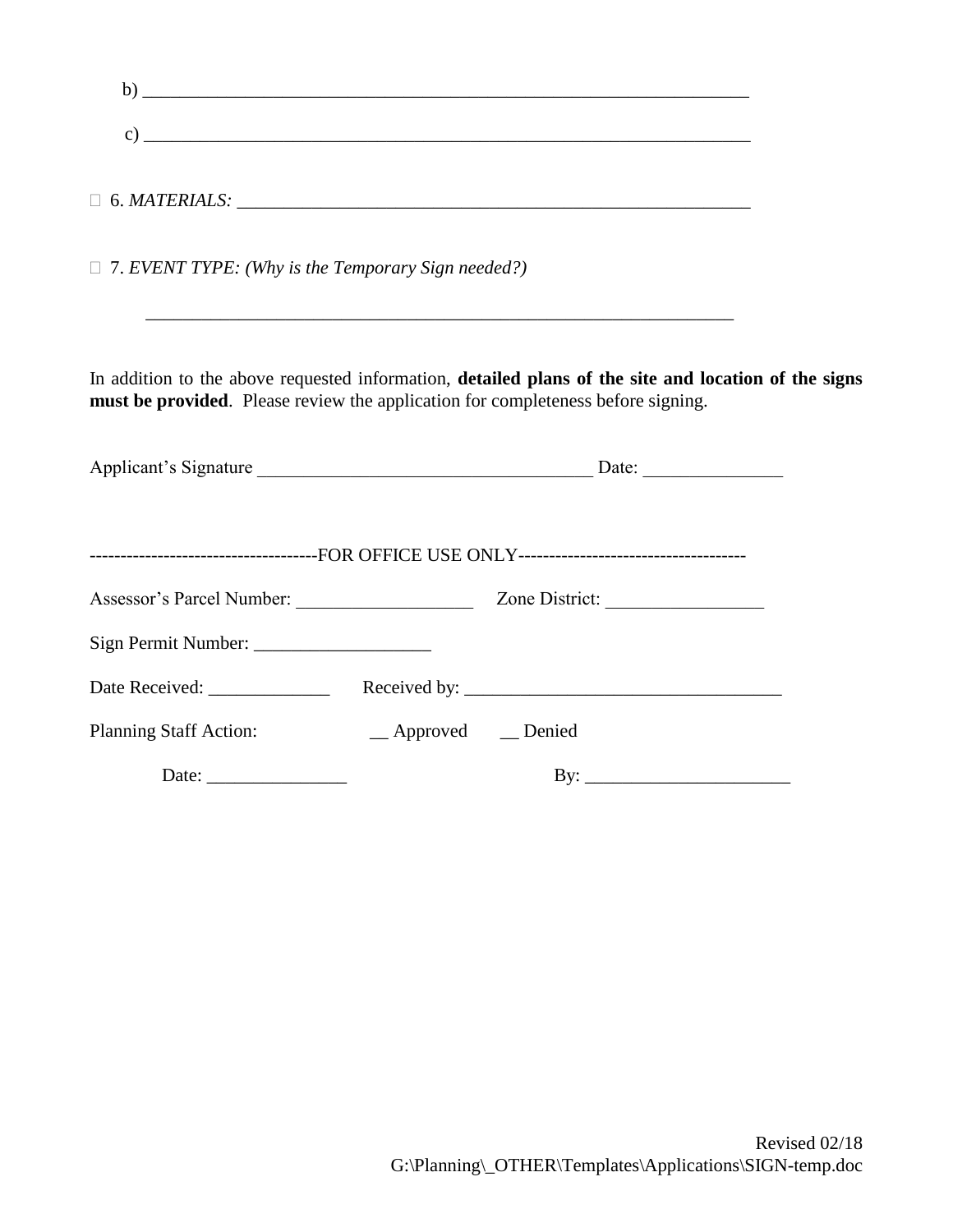b) ___________________________________________________________________

c) ___________________________________________________________________

□ 6. *MATERIALS:* _________________________________________________________

□ 7. *EVENT TYPE: (Why is the Temporary Sign needed?)*

___________________________________________________________________

In addition to the above requested information, **detailed plans of the site and location of the signs must be provided**. Please review the application for completeness before signing.

Applicant's Signature _____________________________________ Date: _______________

-------------------------------------FOR OFFICE USE ONLY-------------------------------------

Assessor's Parcel Number: ___________________ Zone District: _________________

Sign Permit Number: ___________________

Date Received: _____________ Received by: __________________________________

Planning Staff Action: __ Approved __ Denied

Date: _______________ By: ______________________

Revised 02/18
G:\Planning\_OTHER\Templates\Applications\SIGN-temp.doc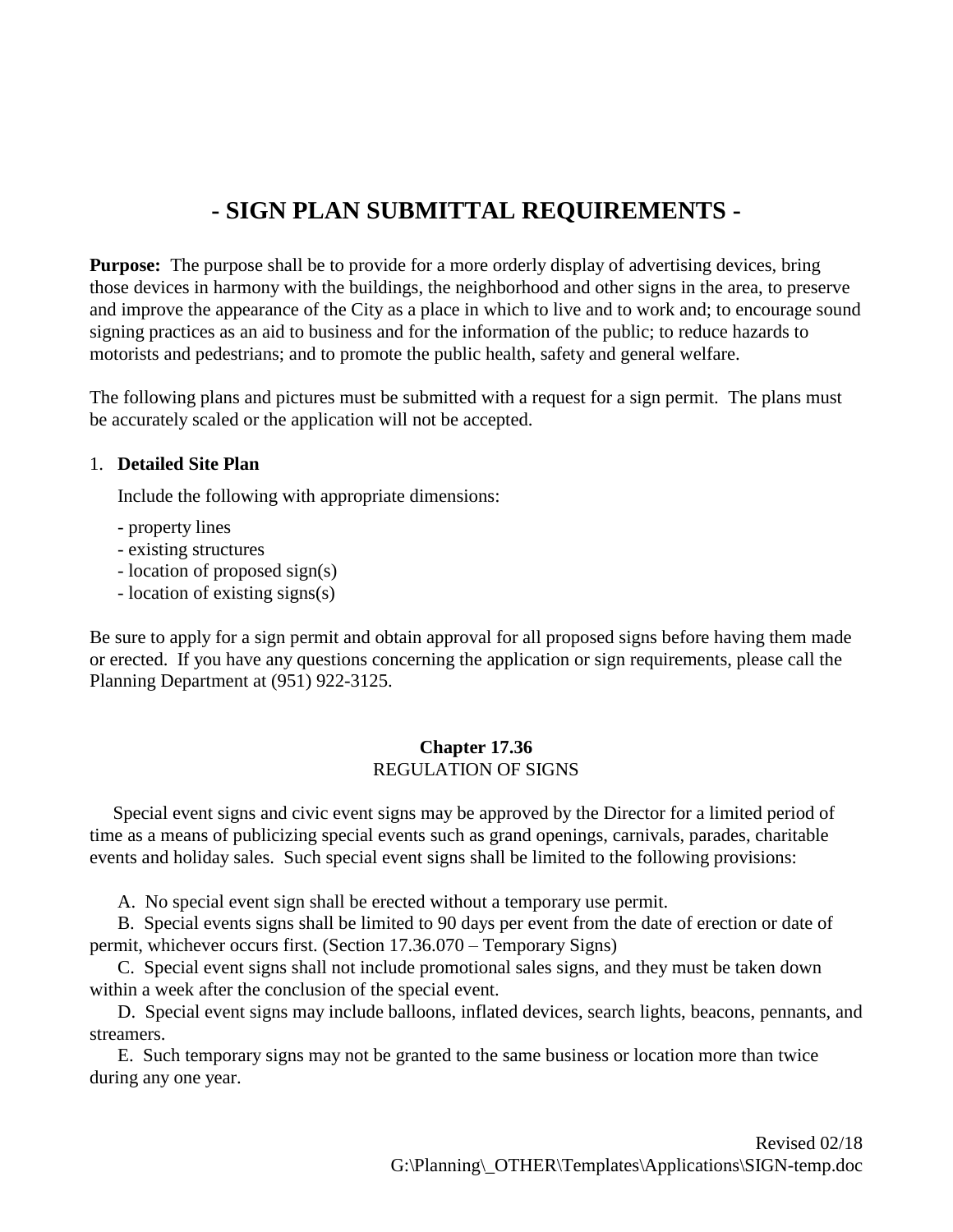# - SIGN PLAN SUBMITTAL REQUIREMENTS -

**Purpose:** The purpose shall be to provide for a more orderly display of advertising devices, bring those devices in harmony with the buildings, the neighborhood and other signs in the area, to preserve and improve the appearance of the City as a place in which to live and to work and; to encourage sound signing practices as an aid to business and for the information of the public; to reduce hazards to motorists and pedestrians; and to promote the public health, safety and general welfare.

The following plans and pictures must be submitted with a request for a sign permit. The plans must be accurately scaled or the application will not be accepted.

1. **Detailed Site Plan**

   Include the following with appropriate dimensions:

   - property lines
   - existing structures
   - location of proposed sign(s)
   - location of existing signs(s)

Be sure to apply for a sign permit and obtain approval for all proposed signs before having them made or erected. If you have any questions concerning the application or sign requirements, please call the Planning Department at (951) 922-3125.

## Chapter 17.36
REGULATION OF SIGNS

Special event signs and civic event signs may be approved by the Director for a limited period of time as a means of publicizing special events such as grand openings, carnivals, parades, charitable events and holiday sales. Such special event signs shall be limited to the following provisions:

A. No special event sign shall be erected without a temporary use permit.

B. Special events signs shall be limited to 90 days per event from the date of erection or date of permit, whichever occurs first. (Section 17.36.070 – Temporary Signs)

C. Special event signs shall not include promotional sales signs, and they must be taken down within a week after the conclusion of the special event.

D. Special event signs may include balloons, inflated devices, search lights, beacons, pennants, and streamers.

E. Such temporary signs may not be granted to the same business or location more than twice during any one year.

Revised 02/18
G:\Planning\_OTHER\Templates\Applications\SIGN-temp.doc